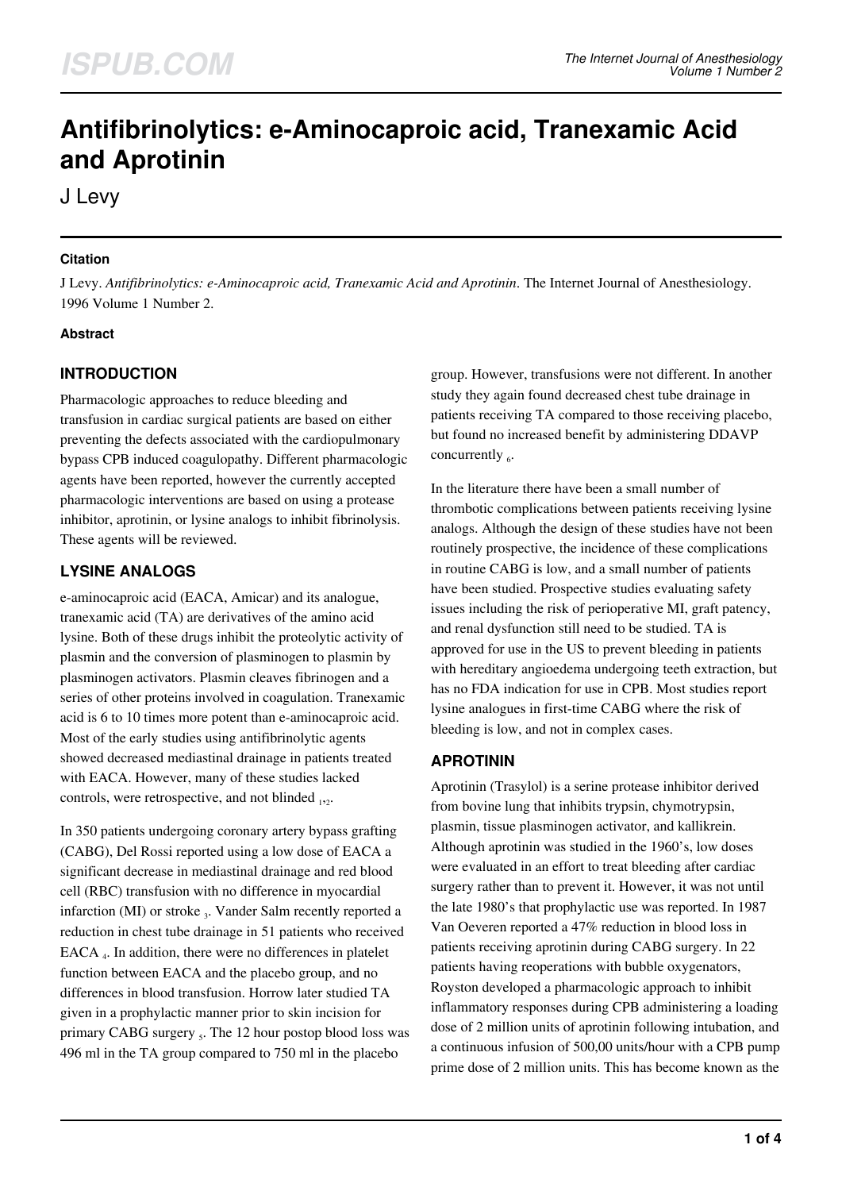# Antifibrinolytics: e-Aminocaproic acid, Tranexamic Acid and Aprotinin

J Levy

### Citation

J Levy. *Antifibrinolytics: e-Aminocaproic acid, Tranexamic Acid and Aprotinin*. The Internet Journal of Anesthesiology. 1996 Volume 1 Number 2.

### Abstract

## INTRODUCTION

Pharmacologic approaches to reduce bleeding and transfusion in cardiac surgical patients are based on either preventing the defects associated with the cardiopulmonary bypass CPB induced coagulopathy. Different pharmacologic agents have been reported, however the currently accepted pharmacologic interventions are based on using a protease inhibitor, aprotinin, or lysine analogs to inhibit fibrinolysis. These agents will be reviewed.

## LYSINE ANALOGS

e-aminocaproic acid (EACA, Amicar) and its analogue, tranexamic acid (TA) are derivatives of the amino acid lysine. Both of these drugs inhibit the proteolytic activity of plasmin and the conversion of plasminogen to plasmin by plasminogen activators. Plasmin cleaves fibrinogen and a series of other proteins involved in coagulation. Tranexamic acid is 6 to 10 times more potent than e-aminocaproic acid. Most of the early studies using antifibrinolytic agents showed decreased mediastinal drainage in patients treated with EACA. However, many of these studies lacked controls, were retrospective, and not blinded [1,2].

In 350 patients undergoing coronary artery bypass grafting (CABG), Del Rossi reported using a low dose of EACA a significant decrease in mediastinal drainage and red blood cell (RBC) transfusion with no difference in myocardial infarction (MI) or stroke [3]. Vander Salm recently reported a reduction in chest tube drainage in 51 patients who received EACA [4]. In addition, there were no differences in platelet function between EACA and the placebo group, and no differences in blood transfusion. Horrow later studied TA given in a prophylactic manner prior to skin incision for primary CABG surgery [5]. The 12 hour postop blood loss was 496 ml in the TA group compared to 750 ml in the placebo group. However, transfusions were not different. In another study they again found decreased chest tube drainage in patients receiving TA compared to those receiving placebo, but found no increased benefit by administering DDAVP concurrently [6].

In the literature there have been a small number of thrombotic complications between patients receiving lysine analogs. Although the design of these studies have not been routinely prospective, the incidence of these complications in routine CABG is low, and a small number of patients have been studied. Prospective studies evaluating safety issues including the risk of perioperative MI, graft patency, and renal dysfunction still need to be studied. TA is approved for use in the US to prevent bleeding in patients with hereditary angioedema undergoing teeth extraction, but has no FDA indication for use in CPB. Most studies report lysine analogues in first-time CABG where the risk of bleeding is low, and not in complex cases.

## APROTININ

Aprotinin (Trasylol) is a serine protease inhibitor derived from bovine lung that inhibits trypsin, chymotrypsin, plasmin, tissue plasminogen activator, and kallikrein. Although aprotinin was studied in the 1960's, low doses were evaluated in an effort to treat bleeding after cardiac surgery rather than to prevent it. However, it was not until the late 1980's that prophylactic use was reported. In 1987 Van Oeveren reported a 47% reduction in blood loss in patients receiving aprotinin during CABG surgery. In 22 patients having reoperations with bubble oxygenators, Royston developed a pharmacologic approach to inhibit inflammatory responses during CPB administering a loading dose of 2 million units of aprotinin following intubation, and a continuous infusion of 500,00 units/hour with a CPB pump prime dose of 2 million units. This has become known as the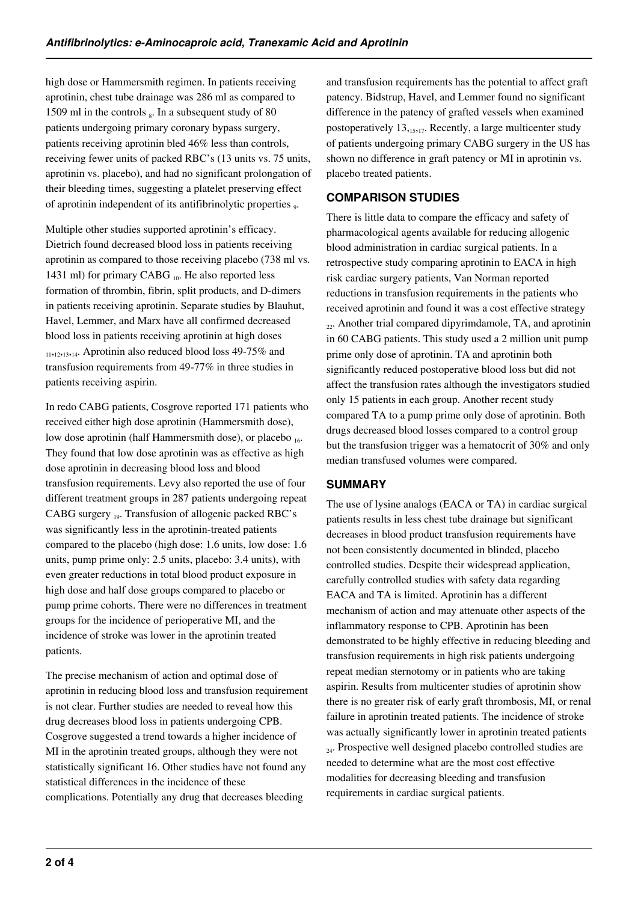high dose or Hammersmith regimen. In patients receiving aprotinin, chest tube drainage was 286 ml as compared to 1509 ml in the controls [8]. In a subsequent study of 80 patients undergoing primary coronary bypass surgery, patients receiving aprotinin bled 46% less than controls, receiving fewer units of packed RBC's (13 units vs. 75 units, aprotinin vs. placebo), and had no significant prolongation of their bleeding times, suggesting a platelet preserving effect of aprotinin independent of its antifibrinolytic properties [9].

Multiple other studies supported aprotinin's efficacy. Dietrich found decreased blood loss in patients receiving aprotinin as compared to those receiving placebo (738 ml vs. 1431 ml) for primary CABG [10]. He also reported less formation of thrombin, fibrin, split products, and D-dimers in patients receiving aprotinin. Separate studies by Blauhut, Havel, Lemmer, and Marx have all confirmed decreased blood loss in patients receiving aprotinin at high doses [11,12,13,14]. Aprotinin also reduced blood loss 49-75% and transfusion requirements from 49-77% in three studies in patients receiving aspirin.

In redo CABG patients, Cosgrove reported 171 patients who received either high dose aprotinin (Hammersmith dose), low dose aprotinin (half Hammersmith dose), or placebo [16]. They found that low dose aprotinin was as effective as high dose aprotinin in decreasing blood loss and blood transfusion requirements. Levy also reported the use of four different treatment groups in 287 patients undergoing repeat CABG surgery [19]. Transfusion of allogenic packed RBC's was significantly less in the aprotinin-treated patients compared to the placebo (high dose: 1.6 units, low dose: 1.6 units, pump prime only: 2.5 units, placebo: 3.4 units), with even greater reductions in total blood product exposure in high dose and half dose groups compared to placebo or pump prime cohorts. There were no differences in treatment groups for the incidence of perioperative MI, and the incidence of stroke was lower in the aprotinin treated patients.

The precise mechanism of action and optimal dose of aprotinin in reducing blood loss and transfusion requirement is not clear. Further studies are needed to reveal how this drug decreases blood loss in patients undergoing CPB. Cosgrove suggested a trend towards a higher incidence of MI in the aprotinin treated groups, although they were not statistically significant 16. Other studies have not found any statistical differences in the incidence of these complications. Potentially any drug that decreases bleeding and transfusion requirements has the potential to affect graft patency. Bidstrup, Havel, and Lemmer found no significant difference in the patency of grafted vessels when examined postoperatively 13,[15,17]. Recently, a large multicenter study of patients undergoing primary CABG surgery in the US has shown no difference in graft patency or MI in aprotinin vs. placebo treated patients.

## COMPARISON STUDIES

There is little data to compare the efficacy and safety of pharmacological agents available for reducing allogenic blood administration in cardiac surgical patients. In a retrospective study comparing aprotinin to EACA in high risk cardiac surgery patients, Van Norman reported reductions in transfusion requirements in the patients who received aprotinin and found it was a cost effective strategy [22]. Another trial compared dipyrimdamole, TA, and aprotinin in 60 CABG patients. This study used a 2 million unit pump prime only dose of aprotinin. TA and aprotinin both significantly reduced postoperative blood loss but did not affect the transfusion rates although the investigators studied only 15 patients in each group. Another recent study compared TA to a pump prime only dose of aprotinin. Both drugs decreased blood losses compared to a control group but the transfusion trigger was a hematocrit of 30% and only median transfused volumes were compared.

## SUMMARY

The use of lysine analogs (EACA or TA) in cardiac surgical patients results in less chest tube drainage but significant decreases in blood product transfusion requirements have not been consistently documented in blinded, placebo controlled studies. Despite their widespread application, carefully controlled studies with safety data regarding EACA and TA is limited. Aprotinin has a different mechanism of action and may attenuate other aspects of the inflammatory response to CPB. Aprotinin has been demonstrated to be highly effective in reducing bleeding and transfusion requirements in high risk patients undergoing repeat median sternotomy or in patients who are taking aspirin. Results from multicenter studies of aprotinin show there is no greater risk of early graft thrombosis, MI, or renal failure in aprotinin treated patients. The incidence of stroke was actually significantly lower in aprotinin treated patients [24]. Prospective well designed placebo controlled studies are needed to determine what are the most cost effective modalities for decreasing bleeding and transfusion requirements in cardiac surgical patients.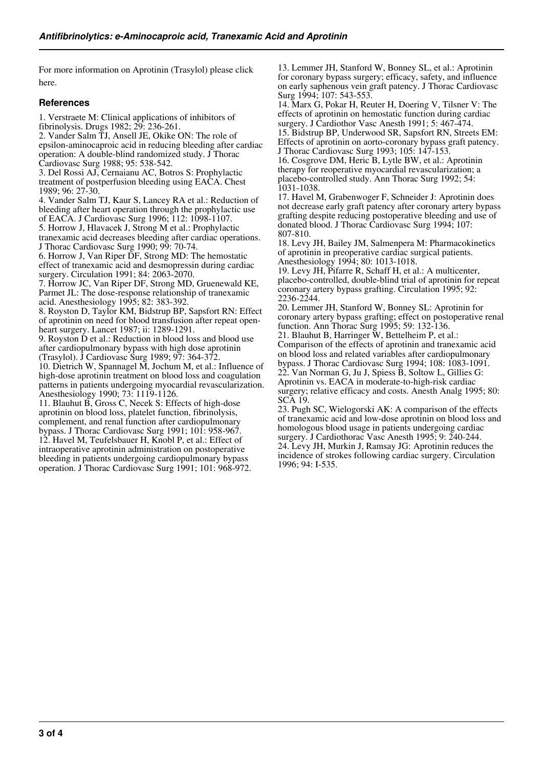For more information on Aprotinin (Trasylol) please click here.

### References

1. Verstraete M: Clinical applications of inhibitors of fibrinolysis. Drugs 1982; 29: 236-261.
2. Vander Salm TJ, Ansell JE, Okike ON: The role of epsilon-aminocaproic acid in reducing bleeding after cardiac operation: A double-blind randomized study. J Thorac Cardiovasc Surg 1988; 95: 538-542.
3. Del Rossi AJ, Cernaianu AC, Botros S: Prophylactic treatment of postperfusion bleeding using EACA. Chest 1989; 96: 27-30.
4. Vander Salm TJ, Kaur S, Lancey RA et al.: Reduction of bleeding after heart operation through the prophylactic use of EACA. J Cardiovasc Surg 1996; 112: 1098-1107.
5. Horrow J, Hlavacek J, Strong M et al.: Prophylactic tranexamic acid decreases bleeding after cardiac operations. J Thorac Cardiovasc Surg 1990; 99: 70-74.
6. Horrow J, Van Riper DF, Strong MD: The hemostatic effect of tranexamic acid and desmopressin during cardiac surgery. Circulation 1991; 84: 2063-2070.
7. Horrow JC, Van Riper DF, Strong MD, Gruenewald KE, Parmet JL: The dose-response relationship of tranexamic acid. Anesthesiology 1995; 82: 383-392.
8. Royston D, Taylor KM, Bidstrup BP, Sapsford RN: Effect of aprotinin on need for blood transfusion after repeat open-heart surgery. Lancet 1987; ii: 1289-1291.
9. Royston D et al.: Reduction in blood loss and blood use after cardiopulmonary bypass with high dose aprotinin (Trasylol). J Cardiovasc Surg 1989; 97: 364-372.
10. Dietrich W, Spannagel M, Jochum M, et al.: Influence of high-dose aprotinin treatment on blood loss and coagulation patterns in patients undergoing myocardial revascularization. Anesthesiology 1990; 73: 1119-1126.
11. Blauhut B, Gross C, Necek S: Effects of high-dose aprotinin on blood loss, platelet function, fibrinolysis, complement, and renal function after cardiopulmonary bypass. J Thorac Cardiovasc Surg 1991; 101: 958-967.
12. Havel M, Teufelsbauer H, Knobl P, et al.: Effect of intraoperative aprotinin administration on postoperative bleeding in patients undergoing cardiopulmonary bypass operation. J Thorac Cardiovasc Surg 1991; 101: 968-972.
13. Lemmer JH, Stanford W, Bonney SL, et al.: Aprotinin for coronary bypass surgery; efficacy, safety, and influence on early saphenous vein graft patency. J Thorac Cardiovasc Surg 1994; 107: 543-553.
14. Marx G, Pokar H, Reuter H, Doering V, Tilsner V: The effects of aprotinin on hemostatic function during cardiac surgery. J Cardiothor Vasc Anesth 1991; 5: 467-474.
15. Bidstrup BP, Underwood SR, Sapsford RN, Streets EM: Effects of aprotinin on aorto-coronary bypass graft patency. J Thorac Cardiovasc Surg 1993; 105: 147-153.
16. Cosgrove DM, Heric B, Lytle BW, et al.: Aprotinin therapy for reoperative myocardial revascularization; a placebo-controlled study. Ann Thorac Surg 1992; 54: 1031-1038.
17. Havel M, Grabenwoger F, Schneider J: Aprotinin does not decrease early graft patency after coronary artery bypass grafting despite reducing postoperative bleeding and use of donated blood. J Thorac Cardiovasc Surg 1994; 107: 807-810.
18. Levy JH, Bailey JM, Salmenpera M: Pharmacokinetics of aprotinin in preoperative cardiac surgical patients. Anesthesiology 1994; 80: 1013-1018.
19. Levy JH, Pifarre R, Schaff H, et al.: A multicenter, placebo-controlled, double-blind trial of aprotinin for repeat coronary artery bypass grafting. Circulation 1995; 92: 2236-2244.
20. Lemmer JH, Stanford W, Bonney SL: Aprotinin for coronary artery bypass grafting; effect on postoperative renal function. Ann Thorac Surg 1995; 59: 132-136.
21. Blauhut B, Harringer W, Bettelheim P, et al.: Comparison of the effects of aprotinin and tranexamic acid on blood loss and related variables after cardiopulmonary bypass. J Thorac Cardiovasc Surg 1994; 108: 1083-1091.
22. Van Norman G, Ju J, Spiess B, Soltow L, Gillies G: Aprotinin vs. EACA in moderate-to-high-risk cardiac surgery; relative efficacy and costs. Anesth Analg 1995; 80: SCA 19.
23. Pugh SC, Wielogorski AK: A comparison of the effects of tranexamic acid and low-dose aprotinin on blood loss and homologous blood usage in patients undergoing cardiac surgery. J Cardiothorac Vasc Anesth 1995; 9: 240-244.
24. Levy JH, Murkin J, Ramsay JG: Aprotinin reduces the incidence of strokes following cardiac surgery. Circulation 1996; 94: I-535.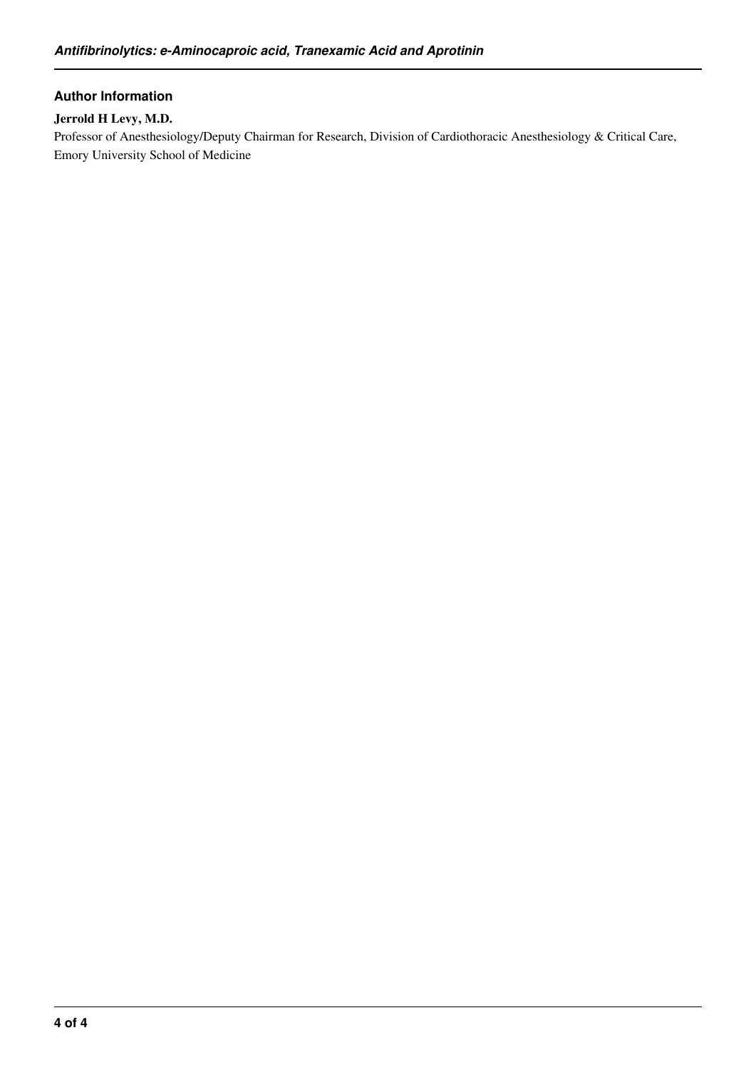## Author Information

**Jerrold H Levy, M.D.**

Professor of Anesthesiology/Deputy Chairman for Research, Division of Cardiothoracic Anesthesiology & Critical Care, Emory University School of Medicine